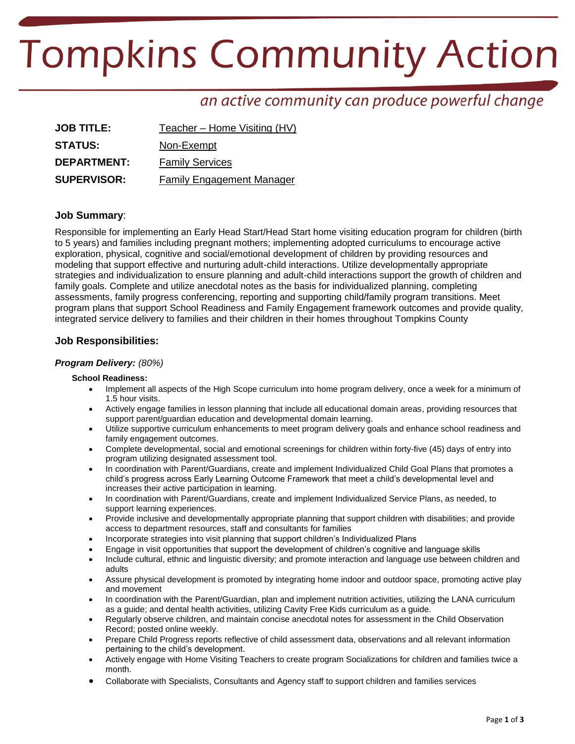# Tompkins Community Action

*an active community can produce powerful change*

| | |
|---|---|
| **JOB TITLE:** | Teacher – Home Visiting (HV) |
| **STATUS:** | Non-Exempt |
| **DEPARTMENT:** | Family Services |
| **SUPERVISOR:** | Family Engagement Manager |

## Job Summary:

Responsible for implementing an Early Head Start/Head Start home visiting education program for children (birth to 5 years) and families including pregnant mothers; implementing adopted curriculums to encourage active exploration, physical, cognitive and social/emotional development of children by providing resources and modeling that support effective and nurturing adult-child interactions. Utilize developmentally appropriate strategies and individualization to ensure planning and adult-child interactions support the growth of children and family goals. Complete and utilize anecdotal notes as the basis for individualized planning, completing assessments, family progress conferencing, reporting and supporting child/family program transitions. Meet program plans that support School Readiness and Family Engagement framework outcomes and provide quality, integrated service delivery to families and their children in their homes throughout Tompkins County

## Job Responsibilities:

### *Program Delivery: (80%)*

**School Readiness:**

- Implement all aspects of the High Scope curriculum into home program delivery, once a week for a minimum of 1.5 hour visits.
- Actively engage families in lesson planning that include all educational domain areas, providing resources that support parent/guardian education and developmental domain learning.
- Utilize supportive curriculum enhancements to meet program delivery goals and enhance school readiness and family engagement outcomes.
- Complete developmental, social and emotional screenings for children within forty-five (45) days of entry into program utilizing designated assessment tool.
- In coordination with Parent/Guardians, create and implement Individualized Child Goal Plans that promotes a child's progress across Early Learning Outcome Framework that meet a child's developmental level and increases their active participation in learning.
- In coordination with Parent/Guardians, create and implement Individualized Service Plans, as needed, to support learning experiences.
- Provide inclusive and developmentally appropriate planning that support children with disabilities; and provide access to department resources, staff and consultants for families
- Incorporate strategies into visit planning that support children's Individualized Plans
- Engage in visit opportunities that support the development of children's cognitive and language skills
- Include cultural, ethnic and linguistic diversity; and promote interaction and language use between children and adults
- Assure physical development is promoted by integrating home indoor and outdoor space, promoting active play and movement
- In coordination with the Parent/Guardian, plan and implement nutrition activities, utilizing the LANA curriculum as a guide; and dental health activities, utilizing Cavity Free Kids curriculum as a guide.
- Regularly observe children, and maintain concise anecdotal notes for assessment in the Child Observation Record; posted online weekly.
- Prepare Child Progress reports reflective of child assessment data, observations and all relevant information pertaining to the child's development.
- Actively engage with Home Visiting Teachers to create program Socializations for children and families twice a month.
- Collaborate with Specialists, Consultants and Agency staff to support children and families services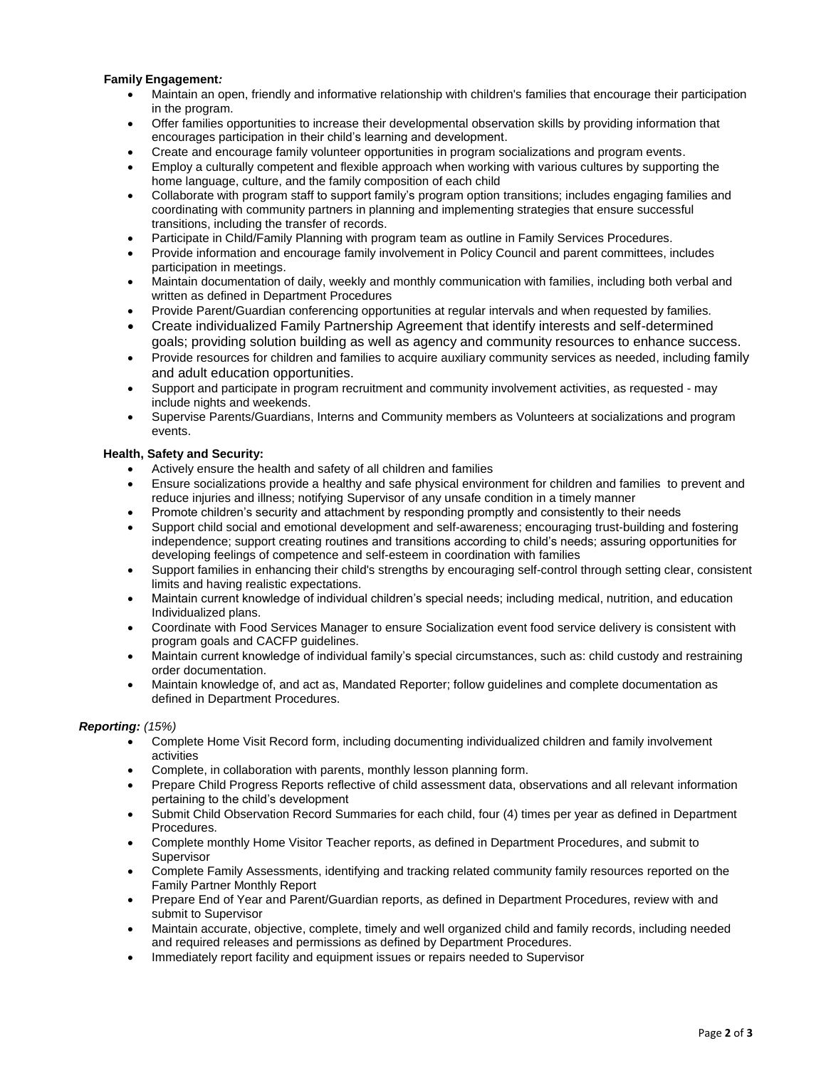**Family Engagement*:***

- Maintain an open, friendly and informative relationship with children's families that encourage their participation in the program.
- Offer families opportunities to increase their developmental observation skills by providing information that encourages participation in their child's learning and development.
- Create and encourage family volunteer opportunities in program socializations and program events.
- Employ a culturally competent and flexible approach when working with various cultures by supporting the home language, culture, and the family composition of each child
- Collaborate with program staff to support family's program option transitions; includes engaging families and coordinating with community partners in planning and implementing strategies that ensure successful transitions, including the transfer of records.
- Participate in Child/Family Planning with program team as outline in Family Services Procedures.
- Provide information and encourage family involvement in Policy Council and parent committees, includes participation in meetings.
- Maintain documentation of daily, weekly and monthly communication with families, including both verbal and written as defined in Department Procedures
- Provide Parent/Guardian conferencing opportunities at regular intervals and when requested by families.
- Create individualized Family Partnership Agreement that identify interests and self-determined goals; providing solution building as well as agency and community resources to enhance success.
- Provide resources for children and families to acquire auxiliary community services as needed, including family and adult education opportunities.
- Support and participate in program recruitment and community involvement activities, as requested - may include nights and weekends.
- Supervise Parents/Guardians, Interns and Community members as Volunteers at socializations and program events.

**Health, Safety and Security:**

- Actively ensure the health and safety of all children and families
- Ensure socializations provide a healthy and safe physical environment for children and families to prevent and reduce injuries and illness; notifying Supervisor of any unsafe condition in a timely manner
- Promote children's security and attachment by responding promptly and consistently to their needs
- Support child social and emotional development and self-awareness; encouraging trust-building and fostering independence; support creating routines and transitions according to child's needs; assuring opportunities for developing feelings of competence and self-esteem in coordination with families
- Support families in enhancing their child's strengths by encouraging self-control through setting clear, consistent limits and having realistic expectations.
- Maintain current knowledge of individual children's special needs; including medical, nutrition, and education Individualized plans.
- Coordinate with Food Services Manager to ensure Socialization event food service delivery is consistent with program goals and CACFP guidelines.
- Maintain current knowledge of individual family's special circumstances, such as: child custody and restraining order documentation.
- Maintain knowledge of, and act as, Mandated Reporter; follow guidelines and complete documentation as defined in Department Procedures.

***Reporting:** (15%)*

- Complete Home Visit Record form, including documenting individualized children and family involvement activities
- Complete, in collaboration with parents, monthly lesson planning form.
- Prepare Child Progress Reports reflective of child assessment data, observations and all relevant information pertaining to the child's development
- Submit Child Observation Record Summaries for each child, four (4) times per year as defined in Department Procedures.
- Complete monthly Home Visitor Teacher reports, as defined in Department Procedures, and submit to Supervisor
- Complete Family Assessments, identifying and tracking related community family resources reported on the Family Partner Monthly Report
- Prepare End of Year and Parent/Guardian reports, as defined in Department Procedures, review with and submit to Supervisor
- Maintain accurate, objective, complete, timely and well organized child and family records, including needed and required releases and permissions as defined by Department Procedures.
- Immediately report facility and equipment issues or repairs needed to Supervisor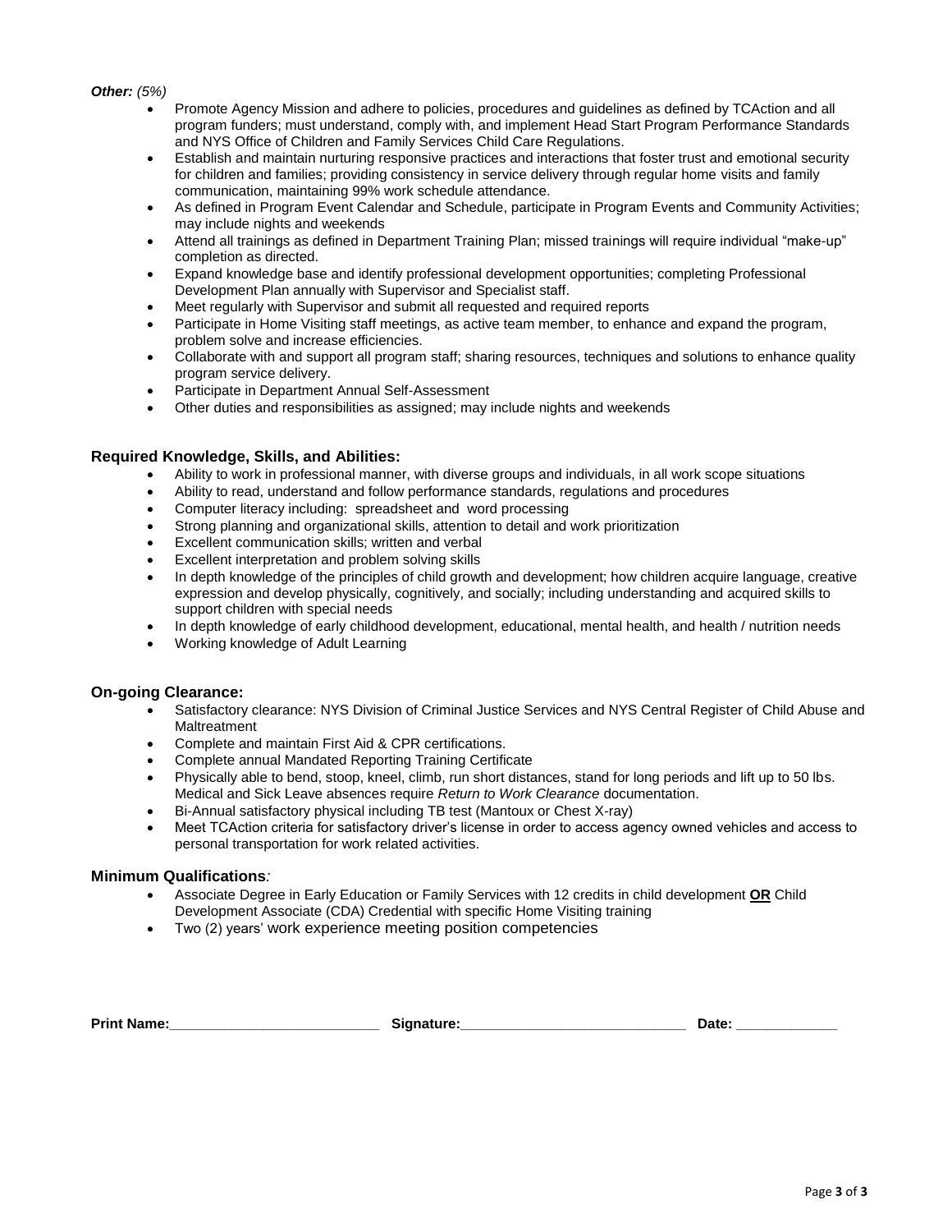***Other:*** *(5%)*

- Promote Agency Mission and adhere to policies, procedures and guidelines as defined by TCAction and all program funders; must understand, comply with, and implement Head Start Program Performance Standards and NYS Office of Children and Family Services Child Care Regulations.
- Establish and maintain nurturing responsive practices and interactions that foster trust and emotional security for children and families; providing consistency in service delivery through regular home visits and family communication, maintaining 99% work schedule attendance.
- As defined in Program Event Calendar and Schedule, participate in Program Events and Community Activities; may include nights and weekends
- Attend all trainings as defined in Department Training Plan; missed trainings will require individual "make-up" completion as directed.
- Expand knowledge base and identify professional development opportunities; completing Professional Development Plan annually with Supervisor and Specialist staff.
- Meet regularly with Supervisor and submit all requested and required reports
- Participate in Home Visiting staff meetings, as active team member, to enhance and expand the program, problem solve and increase efficiencies.
- Collaborate with and support all program staff; sharing resources, techniques and solutions to enhance quality program service delivery.
- Participate in Department Annual Self-Assessment
- Other duties and responsibilities as assigned; may include nights and weekends

### Required Knowledge, Skills, and Abilities:

- Ability to work in professional manner, with diverse groups and individuals, in all work scope situations
- Ability to read, understand and follow performance standards, regulations and procedures
- Computer literacy including: spreadsheet and word processing
- Strong planning and organizational skills, attention to detail and work prioritization
- Excellent communication skills; written and verbal
- Excellent interpretation and problem solving skills
- In depth knowledge of the principles of child growth and development; how children acquire language, creative expression and develop physically, cognitively, and socially; including understanding and acquired skills to support children with special needs
- In depth knowledge of early childhood development, educational, mental health, and health / nutrition needs
- Working knowledge of Adult Learning

### On-going Clearance:

- Satisfactory clearance: NYS Division of Criminal Justice Services and NYS Central Register of Child Abuse and Maltreatment
- Complete and maintain First Aid & CPR certifications.
- Complete annual Mandated Reporting Training Certificate
- Physically able to bend, stoop, kneel, climb, run short distances, stand for long periods and lift up to 50 lbs. Medical and Sick Leave absences require *Return to Work Clearance* documentation.
- Bi-Annual satisfactory physical including TB test (Mantoux or Chest X-ray)
- Meet TCAction criteria for satisfactory driver's license in order to access agency owned vehicles and access to personal transportation for work related activities.

### Minimum Qualifications:

- Associate Degree in Early Education or Family Services with 12 credits in child development **OR** Child Development Associate (CDA) Credential with specific Home Visiting training
- Two (2) years' work experience meeting position competencies

**Print Name:**\_\_\_\_\_\_\_\_\_\_\_\_\_\_\_\_\_\_\_\_\_\_\_\_\_\_ **Signature:**\_\_\_\_\_\_\_\_\_\_\_\_\_\_\_\_\_\_\_\_\_\_\_\_\_\_\_\_\_ **Date:** \_\_\_\_\_\_\_\_\_\_\_\_\_